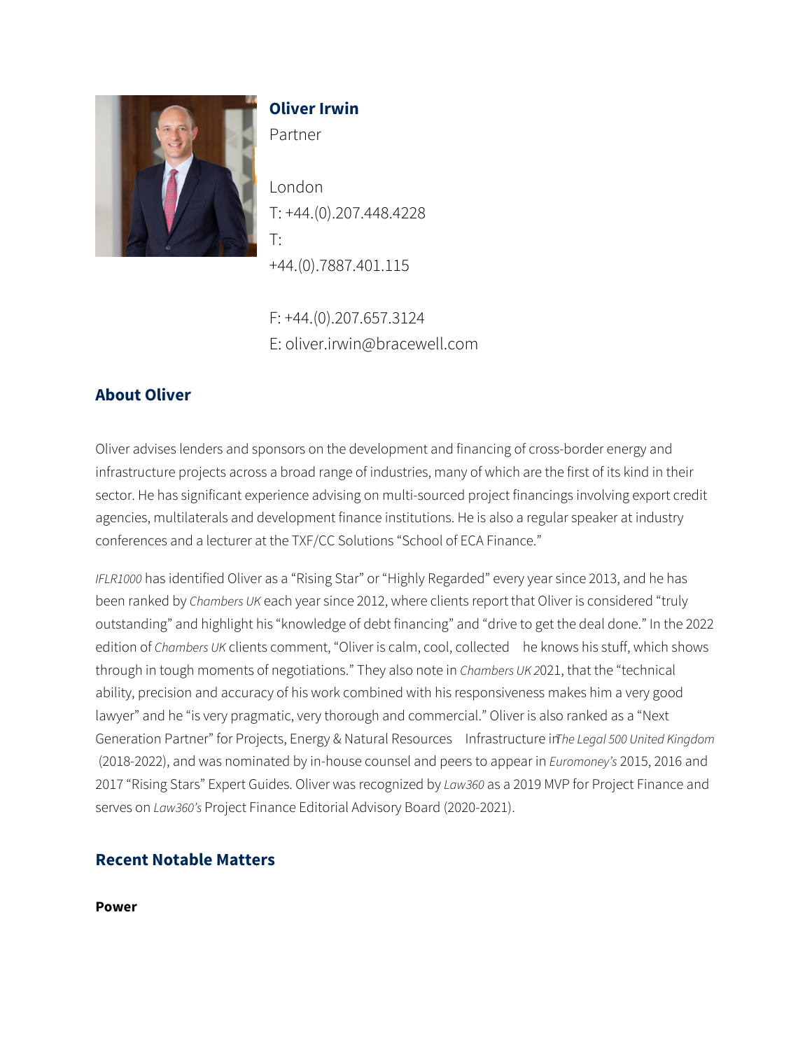## Oliver Irwin

Partner

London
T: +44.(0).207.448.4228
T:
+44.(0).7887.401.115

F: +44.(0).207.657.3124
E: oliver.irwin@bracewell.com

## About Oliver

Oliver advises lenders and sponsors on the development and financing of cross-border energy and infrastructure projects across a broad range of industries, many of which are the first of its kind in their sector. He has significant experience advising on multi-sourced project financings involving export credit agencies, multilaterals and development finance institutions. He is also a regular speaker at industry conferences and a lecturer at the TXF/CC Solutions "School of ECA Finance."

*IFLR1000* has identified Oliver as a "Rising Star" or "Highly Regarded" every year since 2013, and he has been ranked by *Chambers UK* each year since 2012, where clients report that Oliver is considered "truly outstanding" and highlight his "knowledge of debt financing" and "drive to get the deal done." In the 2022 edition of *Chambers UK* clients comment, "Oliver is calm, cool, collected he knows his stuff, which shows through in tough moments of negotiations." They also note in *Chambers UK 2*021, that the "technical ability, precision and accuracy of his work combined with his responsiveness makes him a very good lawyer" and he "is very pragmatic, very thorough and commercial." Oliver is also ranked as a "Next Generation Partner" for Projects, Energy & Natural Resources Infrastructure in *The Legal 500 United Kingdom* (2018-2022), and was nominated by in-house counsel and peers to appear in *Euromoney's* 2015, 2016 and 2017 "Rising Stars" Expert Guides. Oliver was recognized by *Law360* as a 2019 MVP for Project Finance and serves on *Law360's* Project Finance Editorial Advisory Board (2020-2021).

## Recent Notable Matters

**Power**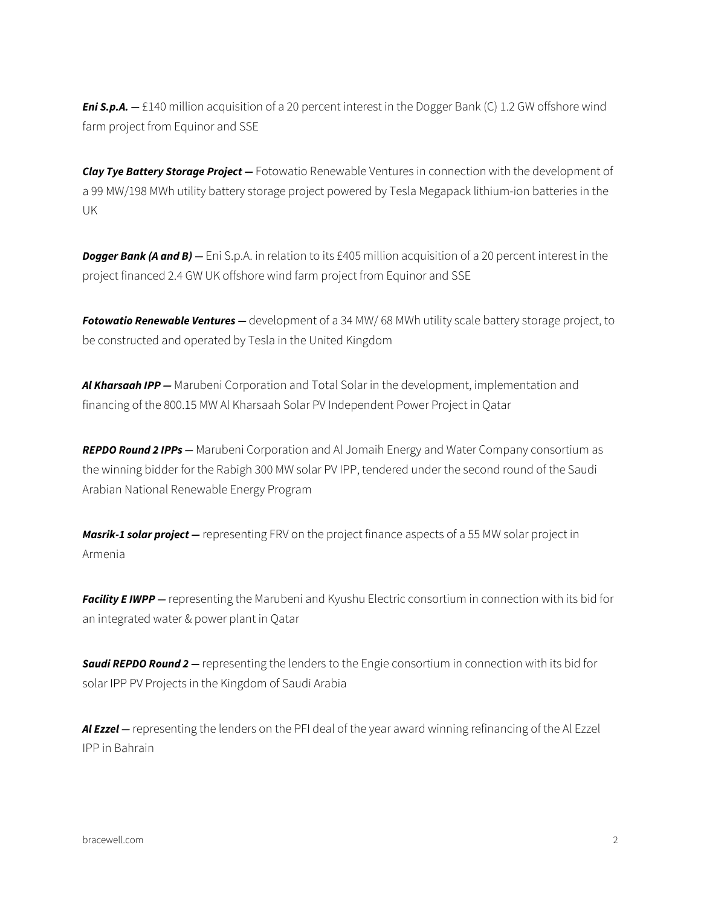***Eni S.p.A. —*** £140 million acquisition of a 20 percent interest in the Dogger Bank (C) 1.2 GW offshore wind farm project from Equinor and SSE

***Clay Tye Battery Storage Project —*** Fotowatio Renewable Ventures in connection with the development of a 99 MW/198 MWh utility battery storage project powered by Tesla Megapack lithium-ion batteries in the UK

***Dogger Bank (A and B) —*** Eni S.p.A. in relation to its £405 million acquisition of a 20 percent interest in the project financed 2.4 GW UK offshore wind farm project from Equinor and SSE

***Fotowatio Renewable Ventures —*** development of a 34 MW/ 68 MWh utility scale battery storage project, to be constructed and operated by Tesla in the United Kingdom

***Al Kharsaah IPP —*** Marubeni Corporation and Total Solar in the development, implementation and financing of the 800.15 MW Al Kharsaah Solar PV Independent Power Project in Qatar

***REPDO Round 2 IPPs —*** Marubeni Corporation and Al Jomaih Energy and Water Company consortium as the winning bidder for the Rabigh 300 MW solar PV IPP, tendered under the second round of the Saudi Arabian National Renewable Energy Program

***Masrik-1 solar project —*** representing FRV on the project finance aspects of a 55 MW solar project in Armenia

***Facility E IWPP —*** representing the Marubeni and Kyushu Electric consortium in connection with its bid for an integrated water & power plant in Qatar

***Saudi REPDO Round 2 —*** representing the lenders to the Engie consortium in connection with its bid for solar IPP PV Projects in the Kingdom of Saudi Arabia

***Al Ezzel —*** representing the lenders on the PFI deal of the year award winning refinancing of the Al Ezzel IPP in Bahrain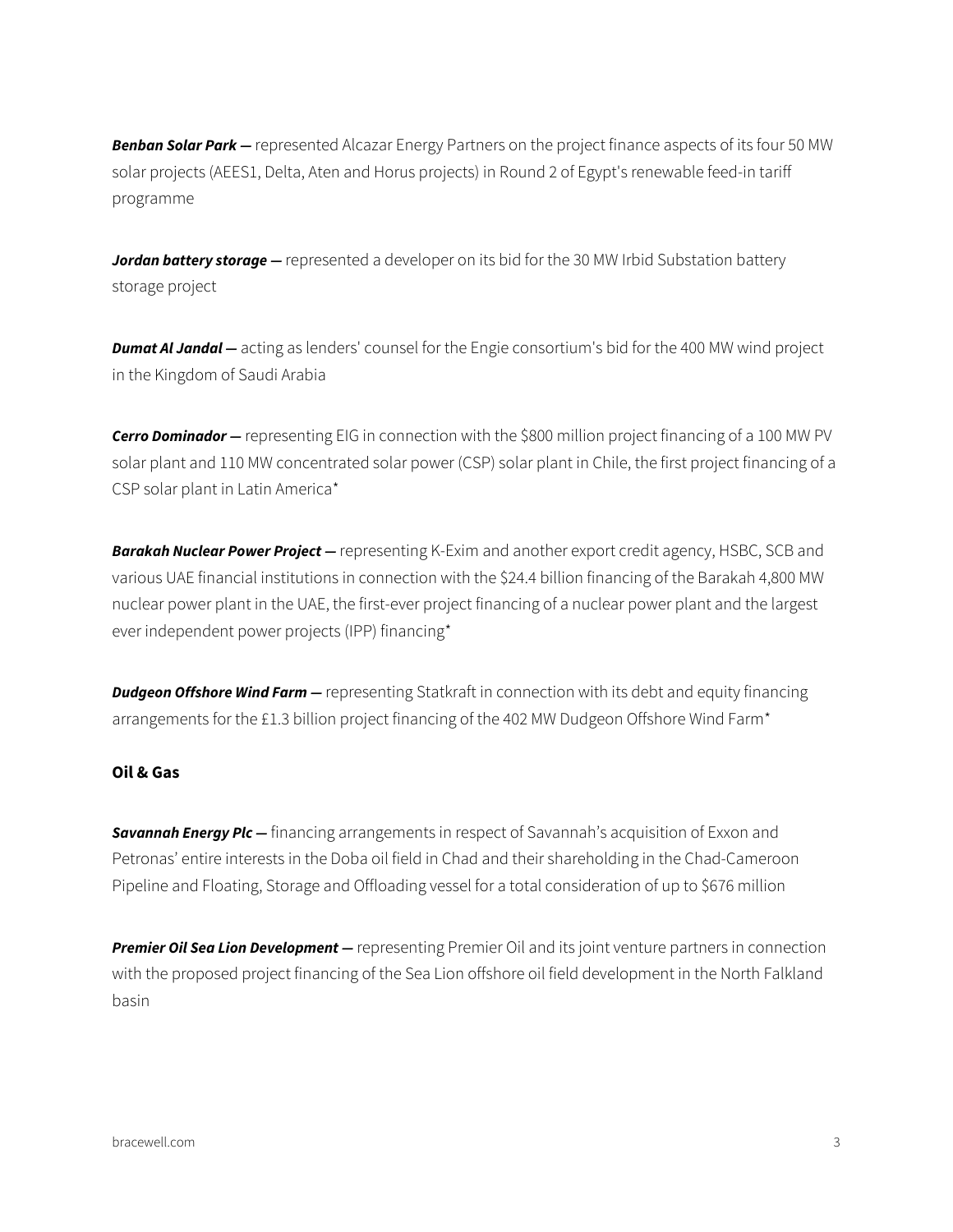***Benban Solar Park —*** represented Alcazar Energy Partners on the project finance aspects of its four 50 MW solar projects (AEES1, Delta, Aten and Horus projects) in Round 2 of Egypt's renewable feed-in tariff programme

***Jordan battery storage —*** represented a developer on its bid for the 30 MW Irbid Substation battery storage project

***Dumat Al Jandal —*** acting as lenders' counsel for the Engie consortium's bid for the 400 MW wind project in the Kingdom of Saudi Arabia

***Cerro Dominador —*** representing EIG in connection with the $800 million project financing of a 100 MW PV solar plant and 110 MW concentrated solar power (CSP) solar plant in Chile, the first project financing of a CSP solar plant in Latin America*

***Barakah Nuclear Power Project —*** representing K-Exim and another export credit agency, HSBC, SCB and various UAE financial institutions in connection with the $24.4 billion financing of the Barakah 4,800 MW nuclear power plant in the UAE, the first-ever project financing of a nuclear power plant and the largest ever independent power projects (IPP) financing*

***Dudgeon Offshore Wind Farm —*** representing Statkraft in connection with its debt and equity financing arrangements for the £1.3 billion project financing of the 402 MW Dudgeon Offshore Wind Farm*

**Oil & Gas**

***Savannah Energy Plc —*** financing arrangements in respect of Savannah's acquisition of Exxon and Petronas' entire interests in the Doba oil field in Chad and their shareholding in the Chad-Cameroon Pipeline and Floating, Storage and Offloading vessel for a total consideration of up to $676 million

***Premier Oil Sea Lion Development —*** representing Premier Oil and its joint venture partners in connection with the proposed project financing of the Sea Lion offshore oil field development in the North Falkland basin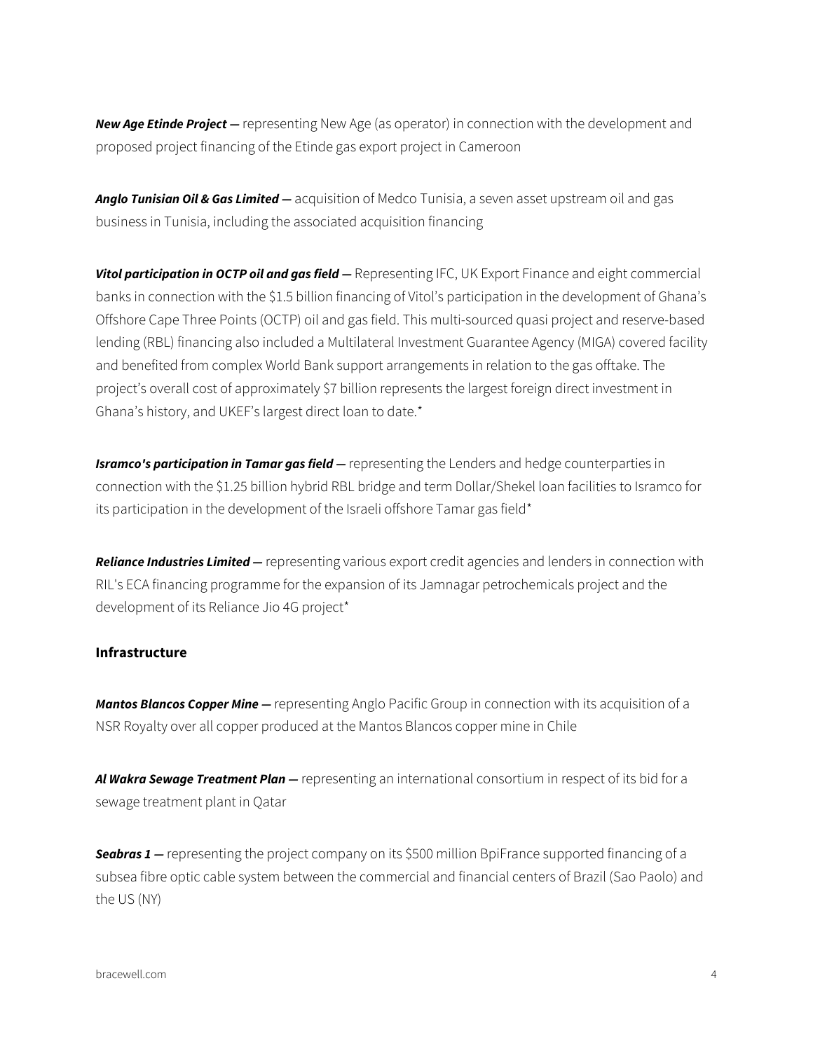***New Age Etinde Project —*** representing New Age (as operator) in connection with the development and proposed project financing of the Etinde gas export project in Cameroon

***Anglo Tunisian Oil & Gas Limited —*** acquisition of Medco Tunisia, a seven asset upstream oil and gas business in Tunisia, including the associated acquisition financing

***Vitol participation in OCTP oil and gas field —*** Representing IFC, UK Export Finance and eight commercial banks in connection with the $1.5 billion financing of Vitol's participation in the development of Ghana's Offshore Cape Three Points (OCTP) oil and gas field. This multi-sourced quasi project and reserve-based lending (RBL) financing also included a Multilateral Investment Guarantee Agency (MIGA) covered facility and benefited from complex World Bank support arrangements in relation to the gas offtake. The project's overall cost of approximately $7 billion represents the largest foreign direct investment in Ghana's history, and UKEF's largest direct loan to date.*

***Isramco's participation in Tamar gas field —*** representing the Lenders and hedge counterparties in connection with the $1.25 billion hybrid RBL bridge and term Dollar/Shekel loan facilities to Isramco for its participation in the development of the Israeli offshore Tamar gas field*

***Reliance Industries Limited —*** representing various export credit agencies and lenders in connection with RIL's ECA financing programme for the expansion of its Jamnagar petrochemicals project and the development of its Reliance Jio 4G project*

### Infrastructure

***Mantos Blancos Copper Mine —*** representing Anglo Pacific Group in connection with its acquisition of a NSR Royalty over all copper produced at the Mantos Blancos copper mine in Chile

***Al Wakra Sewage Treatment Plan —*** representing an international consortium in respect of its bid for a sewage treatment plant in Qatar

***Seabras 1 —*** representing the project company on its $500 million BpiFrance supported financing of a subsea fibre optic cable system between the commercial and financial centers of Brazil (Sao Paolo) and the US (NY)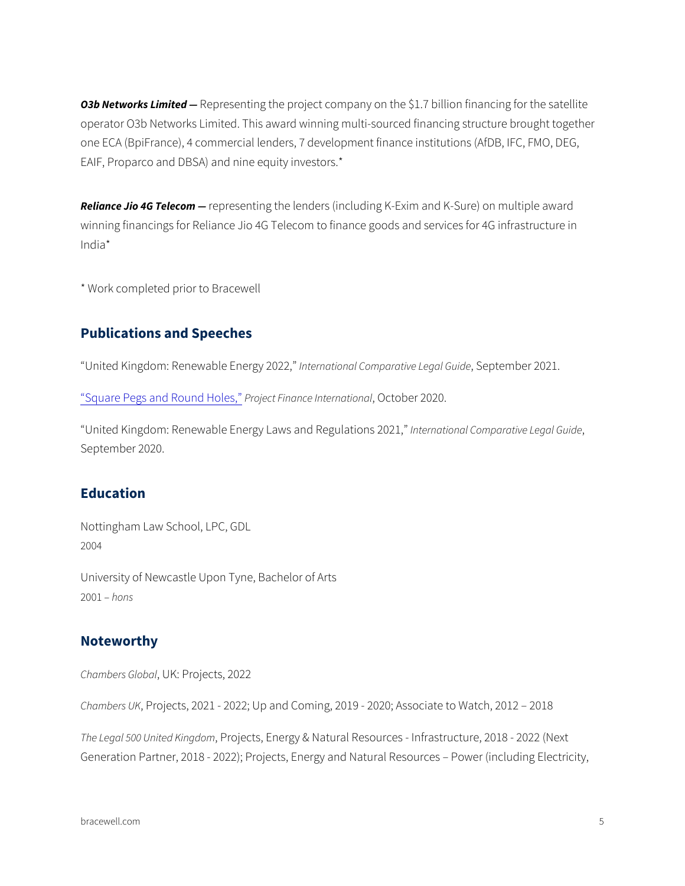***O3b Networks Limited —*** Representing the project company on the $1.7 billion financing for the satellite operator O3b Networks Limited. This award winning multi-sourced financing structure brought together one ECA (BpiFrance), 4 commercial lenders, 7 development finance institutions (AfDB, IFC, FMO, DEG, EAIF, Proparco and DBSA) and nine equity investors.*

***Reliance Jio 4G Telecom —*** representing the lenders (including K-Exim and K-Sure) on multiple award winning financings for Reliance Jio 4G Telecom to finance goods and services for 4G infrastructure in India*

* Work completed prior to Bracewell

## Publications and Speeches

"United Kingdom: Renewable Energy 2022," *International Comparative Legal Guide*, September 2021.

"Square Pegs and Round Holes," *Project Finance International*, October 2020.

"United Kingdom: Renewable Energy Laws and Regulations 2021," *International Comparative Legal Guide*, September 2020.

## Education

Nottingham Law School, LPC, GDL
2004

University of Newcastle Upon Tyne, Bachelor of Arts
2001 – *hons*

## Noteworthy

*Chambers Global*, UK: Projects, 2022

*Chambers UK*, Projects, 2021 - 2022; Up and Coming, 2019 - 2020; Associate to Watch, 2012 – 2018

*The Legal 500 United Kingdom*, Projects, Energy & Natural Resources - Infrastructure, 2018 - 2022 (Next Generation Partner, 2018 - 2022); Projects, Energy and Natural Resources – Power (including Electricity,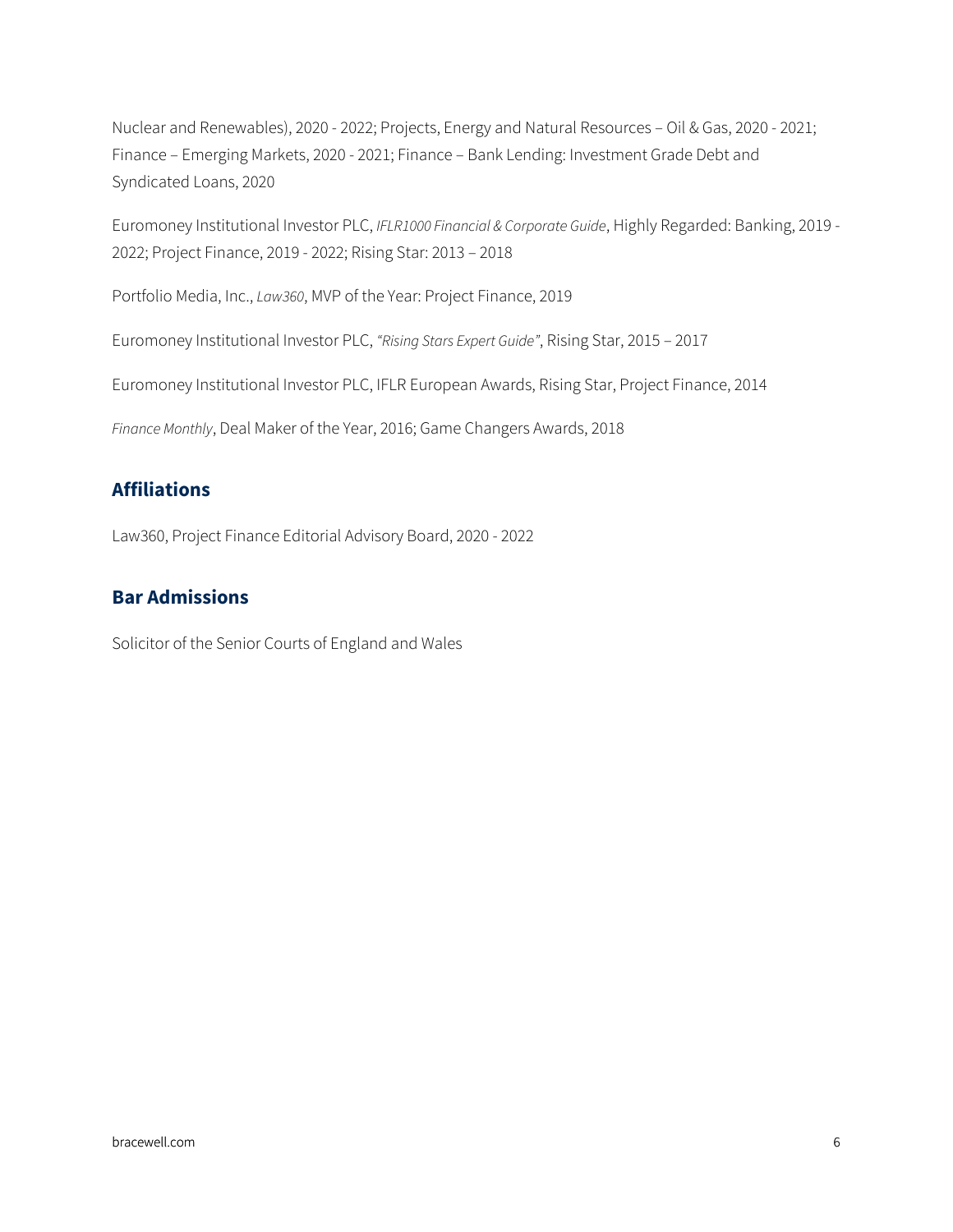Nuclear and Renewables), 2020 - 2022; Projects, Energy and Natural Resources – Oil & Gas, 2020 - 2021; Finance – Emerging Markets, 2020 - 2021; Finance – Bank Lending: Investment Grade Debt and Syndicated Loans, 2020

Euromoney Institutional Investor PLC, *IFLR1000 Financial & Corporate Guide*, Highly Regarded: Banking, 2019 - 2022; Project Finance, 2019 - 2022; Rising Star: 2013 – 2018

Portfolio Media, Inc., *Law360*, MVP of the Year: Project Finance, 2019

Euromoney Institutional Investor PLC, *"Rising Stars Expert Guide"*, Rising Star, 2015 – 2017

Euromoney Institutional Investor PLC, IFLR European Awards, Rising Star, Project Finance, 2014

*Finance Monthly*, Deal Maker of the Year, 2016; Game Changers Awards, 2018

## Affiliations

Law360, Project Finance Editorial Advisory Board, 2020 - 2022

## Bar Admissions

Solicitor of the Senior Courts of England and Wales